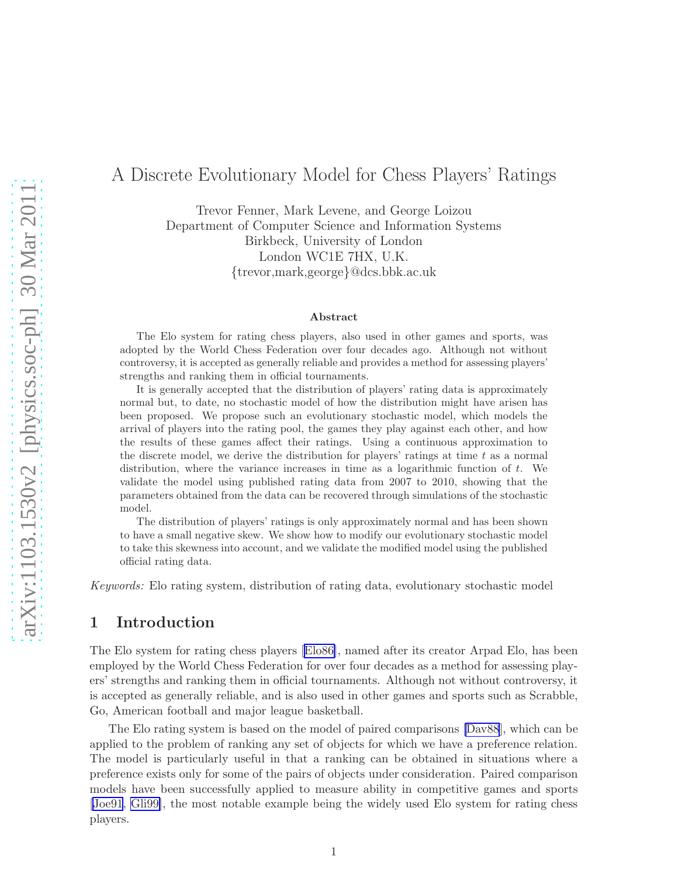# A Discrete Evolutionary Model for Chess Players' Ratings

Trevor Fenner, Mark Levene, and George Loizou
Department of Computer Science and Information Systems
Birkbeck, University of London
London WC1E 7HX, U.K.
{trevor,mark,george}@dcs.bbk.ac.uk

### Abstract

The Elo system for rating chess players, also used in other games and sports, was adopted by the World Chess Federation over four decades ago. Although not without controversy, it is accepted as generally reliable and provides a method for assessing players' strengths and ranking them in official tournaments.

It is generally accepted that the distribution of players' rating data is approximately normal but, to date, no stochastic model of how the distribution might have arisen has been proposed. We propose such an evolutionary stochastic model, which models the arrival of players into the rating pool, the games they play against each other, and how the results of these games affect their ratings. Using a continuous approximation to the discrete model, we derive the distribution for players' ratings at time $t$ as a normal distribution, where the variance increases in time as a logarithmic function of $t$. We validate the model using published rating data from 2007 to 2010, showing that the parameters obtained from the data can be recovered through simulations of the stochastic model.

The distribution of players' ratings is only approximately normal and has been shown to have a small negative skew. We show how to modify our evolutionary stochastic model to take this skewness into account, and we validate the modified model using the published official rating data.

*Keywords:* Elo rating system, distribution of rating data, evolutionary stochastic model

## 1 Introduction

The Elo system for rating chess players [Elo86], named after its creator Arpad Elo, has been employed by the World Chess Federation for over four decades as a method for assessing players' strengths and ranking them in official tournaments. Although not without controversy, it is accepted as generally reliable, and is also used in other games and sports such as Scrabble, Go, American football and major league basketball.

The Elo rating system is based on the model of paired comparisons [Dav88], which can be applied to the problem of ranking any set of objects for which we have a preference relation. The model is particularly useful in that a ranking can be obtained in situations where a preference exists only for some of the pairs of objects under consideration. Paired comparison models have been successfully applied to measure ability in competitive games and sports [Joe91, Gli99], the most notable example being the widely used Elo system for rating chess players.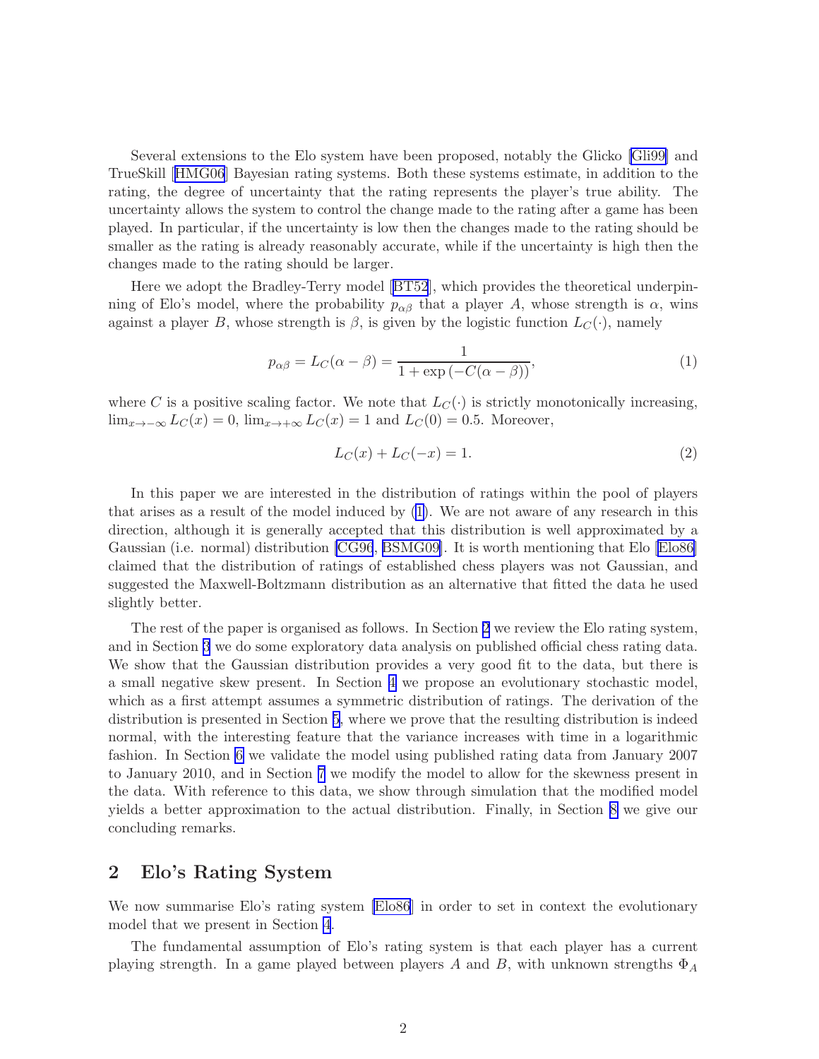Several extensions to the Elo system have been proposed, notably the Glicko [Gli99] and TrueSkill [HMG06] Bayesian rating systems. Both these systems estimate, in addition to the rating, the degree of uncertainty that the rating represents the player's true ability. The uncertainty allows the system to control the change made to the rating after a game has been played. In particular, if the uncertainty is low then the changes made to the rating should be smaller as the rating is already reasonably accurate, while if the uncertainty is high then the changes made to the rating should be larger.

Here we adopt the Bradley-Terry model [BT52], which provides the theoretical underpinning of Elo's model, where the probability $p_{\alpha\beta}$ that a player $A$, whose strength is $\alpha$, wins against a player $B$, whose strength is $\beta$, is given by the logistic function $L_C(\cdot)$, namely

$$p_{\alpha\beta} = L_C(\alpha - \beta) = \frac{1}{1 + \exp\left(-C(\alpha - \beta)\right)}, \tag{1}$$

where $C$ is a positive scaling factor. We note that $L_C(\cdot)$ is strictly monotonically increasing, $\lim_{x\to-\infty} L_C(x) = 0$, $\lim_{x\to+\infty} L_C(x) = 1$ and $L_C(0) = 0.5$. Moreover,

$$L_C(x) + L_C(-x) = 1. \tag{2}$$

In this paper we are interested in the distribution of ratings within the pool of players that arises as a result of the model induced by (1). We are not aware of any research in this direction, although it is generally accepted that this distribution is well approximated by a Gaussian (i.e. normal) distribution [CG96, BSMG09]. It is worth mentioning that Elo [Elo86] claimed that the distribution of ratings of established chess players was not Gaussian, and suggested the Maxwell-Boltzmann distribution as an alternative that fitted the data he used slightly better.

The rest of the paper is organised as follows. In Section 2 we review the Elo rating system, and in Section 3 we do some exploratory data analysis on published official chess rating data. We show that the Gaussian distribution provides a very good fit to the data, but there is a small negative skew present. In Section 4 we propose an evolutionary stochastic model, which as a first attempt assumes a symmetric distribution of ratings. The derivation of the distribution is presented in Section 5, where we prove that the resulting distribution is indeed normal, with the interesting feature that the variance increases with time in a logarithmic fashion. In Section 6 we validate the model using published rating data from January 2007 to January 2010, and in Section 7 we modify the model to allow for the skewness present in the data. With reference to this data, we show through simulation that the modified model yields a better approximation to the actual distribution. Finally, in Section 8 we give our concluding remarks.

## 2 Elo's Rating System

We now summarise Elo's rating system [Elo86] in order to set in context the evolutionary model that we present in Section 4.

The fundamental assumption of Elo's rating system is that each player has a current playing strength. In a game played between players $A$ and $B$, with unknown strengths $\Phi_A$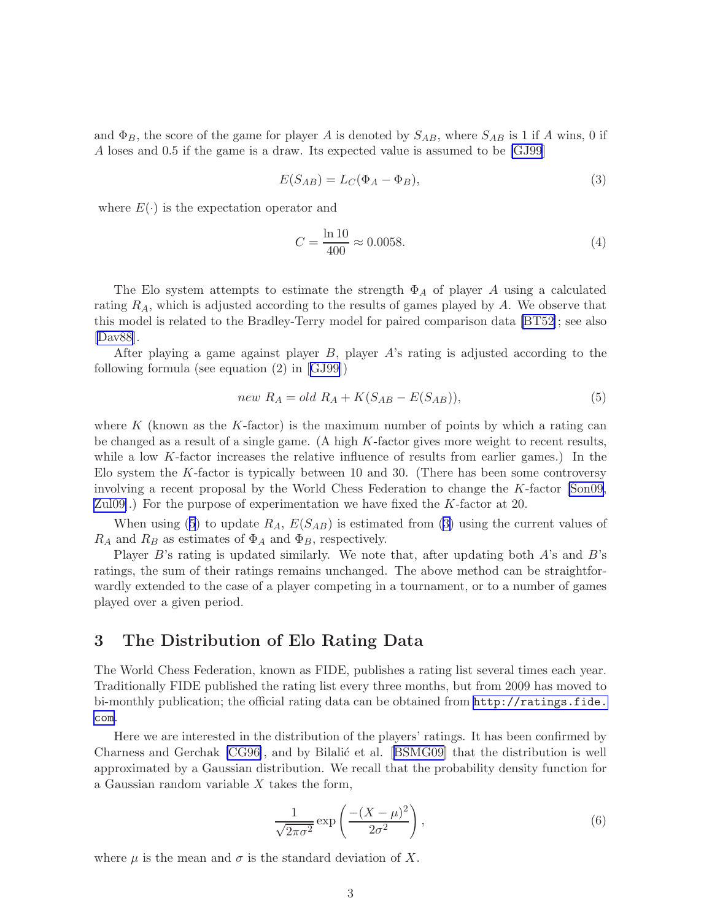and $\Phi_B$, the score of the game for player $A$ is denoted by $S_{AB}$, where $S_{AB}$ is 1 if $A$ wins, 0 if $A$ loses and 0.5 if the game is a draw. Its expected value is assumed to be [GJ99]

$$E(S_{AB}) = L_C(\Phi_A - \Phi_B), \tag{3}$$

where $E(\cdot)$ is the expectation operator and

$$C = \frac{\ln 10}{400} \approx 0.0058. \tag{4}$$

The Elo system attempts to estimate the strength $\Phi_A$ of player $A$ using a calculated rating $R_A$, which is adjusted according to the results of games played by $A$. We observe that this model is related to the Bradley-Terry model for paired comparison data [BT52]; see also [Dav88].

After playing a game against player $B$, player $A$'s rating is adjusted according to the following formula (see equation (2) in [GJ99])

$$\textit{new } R_A = \textit{old } R_A + K(S_{AB} - E(S_{AB})), \tag{5}$$

where $K$ (known as the $K$-factor) is the maximum number of points by which a rating can be changed as a result of a single game. (A high $K$-factor gives more weight to recent results, while a low $K$-factor increases the relative influence of results from earlier games.) In the Elo system the $K$-factor is typically between 10 and 30. (There has been some controversy involving a recent proposal by the World Chess Federation to change the $K$-factor [Son09, Zul09].) For the purpose of experimentation we have fixed the $K$-factor at 20.

When using (5) to update $R_A$, $E(S_{AB})$ is estimated from (3) using the current values of $R_A$ and $R_B$ as estimates of $\Phi_A$ and $\Phi_B$, respectively.

Player $B$'s rating is updated similarly. We note that, after updating both $A$'s and $B$'s ratings, the sum of their ratings remains unchanged. The above method can be straightforwardly extended to the case of a player competing in a tournament, or to a number of games played over a given period.

## 3 The Distribution of Elo Rating Data

The World Chess Federation, known as FIDE, publishes a rating list several times each year. Traditionally FIDE published the rating list every three months, but from 2009 has moved to bi-monthly publication; the official rating data can be obtained from http://ratings.fide.com.

Here we are interested in the distribution of the players' ratings. It has been confirmed by Charness and Gerchak [CG96], and by Bilalić et al. [BSMG09] that the distribution is well approximated by a Gaussian distribution. We recall that the probability density function for a Gaussian random variable $X$ takes the form,

$$\frac{1}{\sqrt{2\pi\sigma^2}} \exp\left(\frac{-(X-\mu)^2}{2\sigma^2}\right), \tag{6}$$

where $\mu$ is the mean and $\sigma$ is the standard deviation of $X$.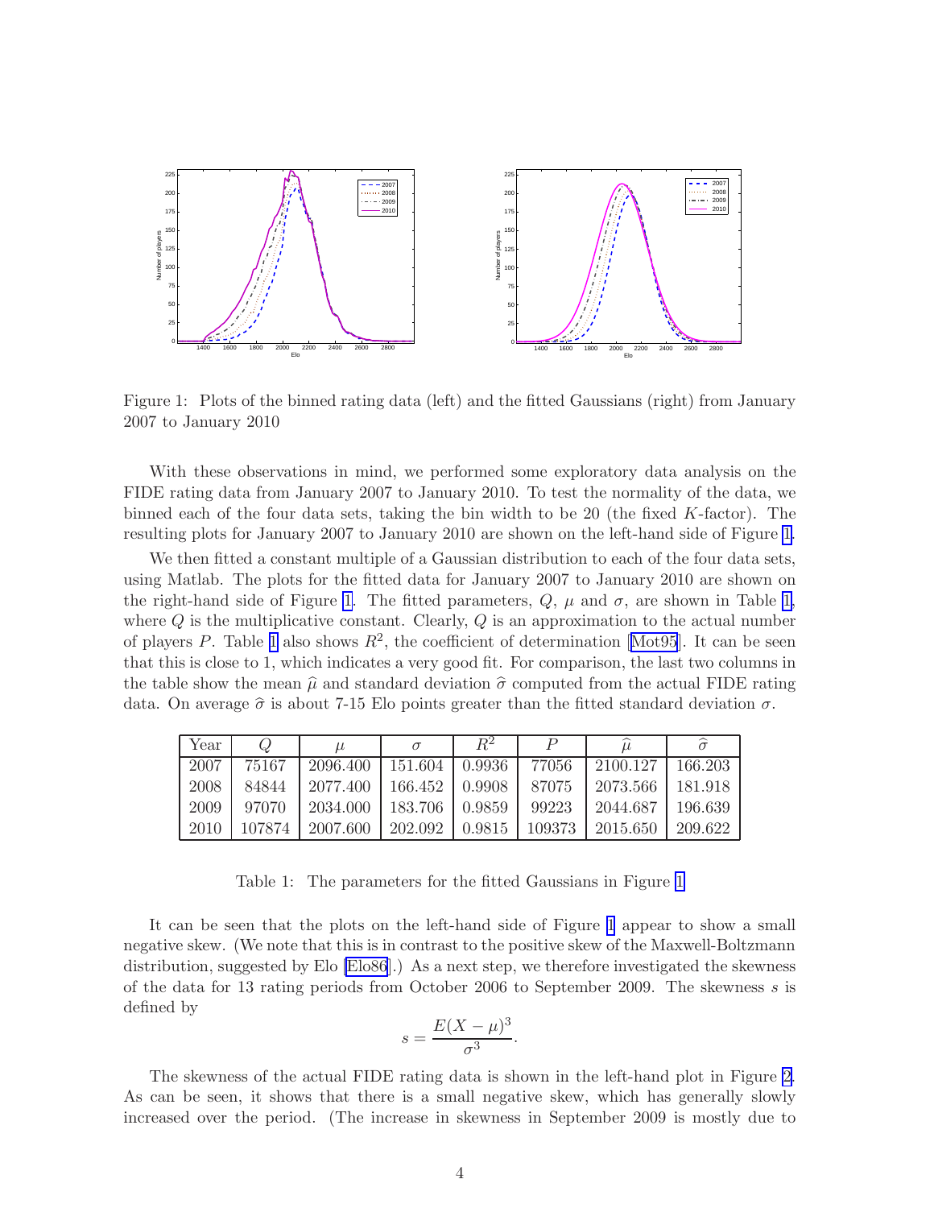Figure 1: Plots of the binned rating data (left) and the fitted Gaussians (right) from January 2007 to January 2010

With these observations in mind, we performed some exploratory data analysis on the FIDE rating data from January 2007 to January 2010. To test the normality of the data, we binned each of the four data sets, taking the bin width to be 20 (the fixed $K$-factor). The resulting plots for January 2007 to January 2010 are shown on the left-hand side of Figure 1.

We then fitted a constant multiple of a Gaussian distribution to each of the four data sets, using Matlab. The plots for the fitted data for January 2007 to January 2010 are shown on the right-hand side of Figure 1. The fitted parameters, $Q$, $\mu$ and $\sigma$, are shown in Table 1, where $Q$ is the multiplicative constant. Clearly, $Q$ is an approximation to the actual number of players $P$. Table 1 also shows $R^2$, the coefficient of determination [Mot95]. It can be seen that this is close to 1, which indicates a very good fit. For comparison, the last two columns in the table show the mean $\widehat{\mu}$ and standard deviation $\widehat{\sigma}$ computed from the actual FIDE rating data. On average $\widehat{\sigma}$ is about 7-15 Elo points greater than the fitted standard deviation $\sigma$.

| Year | $Q$ | $\mu$ | $\sigma$ | $R^2$ | $P$ | $\widehat{\mu}$ | $\widehat{\sigma}$ |
|---|---|---|---|---|---|---|---|
| 2007 | 75167 | 2096.400 | 151.604 | 0.9936 | 77056 | 2100.127 | 166.203 |
| 2008 | 84844 | 2077.400 | 166.452 | 0.9908 | 87075 | 2073.566 | 181.918 |
| 2009 | 97070 | 2034.000 | 183.706 | 0.9859 | 99223 | 2044.687 | 196.639 |
| 2010 | 107874 | 2007.600 | 202.092 | 0.9815 | 109373 | 2015.650 | 209.622 |

Table 1: The parameters for the fitted Gaussians in Figure 1

It can be seen that the plots on the left-hand side of Figure 1 appear to show a small negative skew. (We note that this is in contrast to the positive skew of the Maxwell-Boltzmann distribution, suggested by Elo [Elo86].) As a next step, we therefore investigated the skewness of the data for 13 rating periods from October 2006 to September 2009. The skewness $s$ is defined by

$$s = \frac{E(X - \mu)^3}{\sigma^3}.$$

The skewness of the actual FIDE rating data is shown in the left-hand plot in Figure 2. As can be seen, it shows that there is a small negative skew, which has generally slowly increased over the period. (The increase in skewness in September 2009 is mostly due to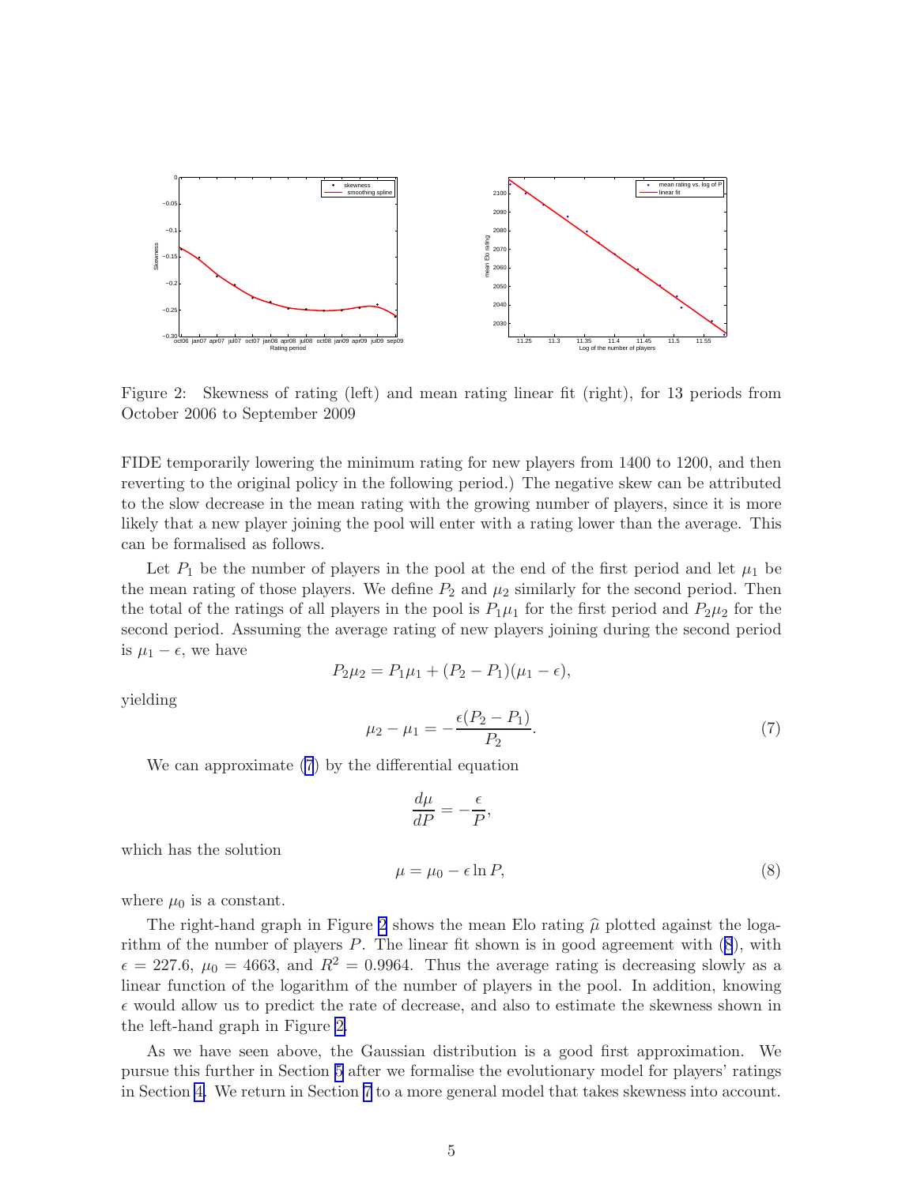Figure 2: Skewness of rating (left) and mean rating linear fit (right), for 13 periods from October 2006 to September 2009

FIDE temporarily lowering the minimum rating for new players from 1400 to 1200, and then reverting to the original policy in the following period.) The negative skew can be attributed to the slow decrease in the mean rating with the growing number of players, since it is more likely that a new player joining the pool will enter with a rating lower than the average. This can be formalised as follows.

Let $P_1$ be the number of players in the pool at the end of the first period and let $\mu_1$ be the mean rating of those players. We define $P_2$ and $\mu_2$ similarly for the second period. Then the total of the ratings of all players in the pool is $P_1\mu_1$ for the first period and $P_2\mu_2$ for the second period. Assuming the average rating of new players joining during the second period is $\mu_1 - \epsilon$, we have

$$P_2\mu_2 = P_1\mu_1 + (P_2 - P_1)(\mu_1 - \epsilon),$$

yielding

$$\mu_2 - \mu_1 = -\frac{\epsilon(P_2 - P_1)}{P_2}. \tag{7}$$

We can approximate (7) by the differential equation

$$\frac{d\mu}{dP} = -\frac{\epsilon}{P},$$

which has the solution

$$\mu = \mu_0 - \epsilon \ln P, \tag{8}$$

where $\mu_0$ is a constant.

The right-hand graph in Figure 2 shows the mean Elo rating $\widehat{\mu}$ plotted against the logarithm of the number of players $P$. The linear fit shown is in good agreement with (8), with $\epsilon = 227.6$, $\mu_0 = 4663$, and $R^2 = 0.9964$. Thus the average rating is decreasing slowly as a linear function of the logarithm of the number of players in the pool. In addition, knowing $\epsilon$ would allow us to predict the rate of decrease, and also to estimate the skewness shown in the left-hand graph in Figure 2.

As we have seen above, the Gaussian distribution is a good first approximation. We pursue this further in Section 5 after we formalise the evolutionary model for players' ratings in Section 4. We return in Section 7 to a more general model that takes skewness into account.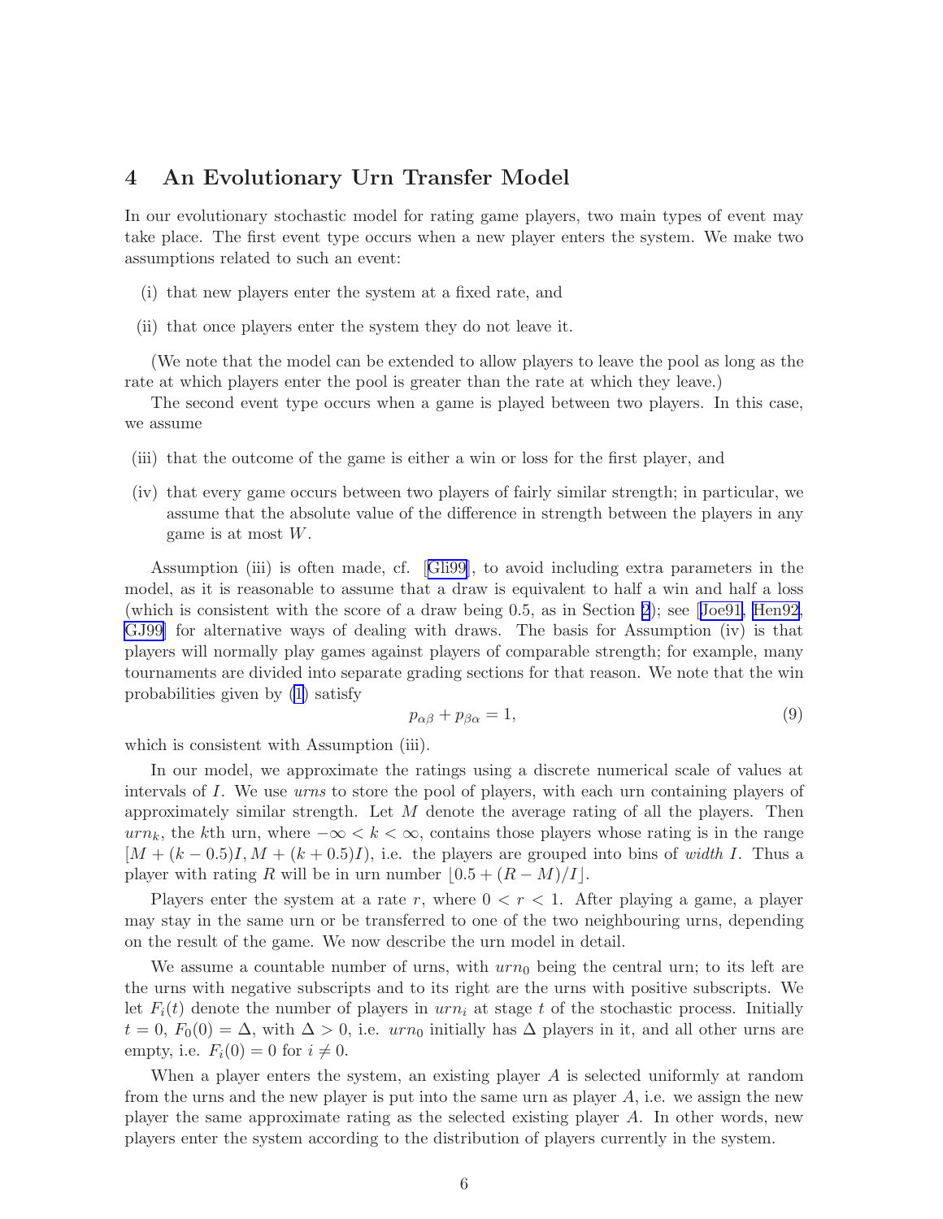## 4 An Evolutionary Urn Transfer Model

In our evolutionary stochastic model for rating game players, two main types of event may take place. The first event type occurs when a new player enters the system. We make two assumptions related to such an event:

(i) that new players enter the system at a fixed rate, and

(ii) that once players enter the system they do not leave it.

(We note that the model can be extended to allow players to leave the pool as long as the rate at which players enter the pool is greater than the rate at which they leave.)

The second event type occurs when a game is played between two players. In this case, we assume

(iii) that the outcome of the game is either a win or loss for the first player, and

(iv) that every game occurs between two players of fairly similar strength; in particular, we assume that the absolute value of the difference in strength between the players in any game is at most $W$.

Assumption (iii) is often made, cf. [Gli99], to avoid including extra parameters in the model, as it is reasonable to assume that a draw is equivalent to half a win and half a loss (which is consistent with the score of a draw being 0.5, as in Section 2); see [Joe91, Hen92, GJ99] for alternative ways of dealing with draws. The basis for Assumption (iv) is that players will normally play games against players of comparable strength; for example, many tournaments are divided into separate grading sections for that reason. We note that the win probabilities given by (1) satisfy

$$p_{\alpha\beta} + p_{\beta\alpha} = 1, \tag{9}$$

which is consistent with Assumption (iii).

In our model, we approximate the ratings using a discrete numerical scale of values at intervals of $I$. We use *urns* to store the pool of players, with each urn containing players of approximately similar strength. Let $M$ denote the average rating of all the players. Then $urn_k$, the $k$th urn, where $-\infty < k < \infty$, contains those players whose rating is in the range $[M + (k - 0.5)I, M + (k + 0.5)I)$, i.e. the players are grouped into bins of *width* $I$. Thus a player with rating $R$ will be in urn number $\lfloor 0.5 + (R - M)/I \rfloor$.

Players enter the system at a rate $r$, where $0 < r < 1$. After playing a game, a player may stay in the same urn or be transferred to one of the two neighbouring urns, depending on the result of the game. We now describe the urn model in detail.

We assume a countable number of urns, with $urn_0$ being the central urn; to its left are the urns with negative subscripts and to its right are the urns with positive subscripts. We let $F_i(t)$ denote the number of players in $urn_i$ at stage $t$ of the stochastic process. Initially $t = 0$, $F_0(0) = \Delta$, with $\Delta > 0$, i.e. $urn_0$ initially has $\Delta$ players in it, and all other urns are empty, i.e. $F_i(0) = 0$ for $i \neq 0$.

When a player enters the system, an existing player $A$ is selected uniformly at random from the urns and the new player is put into the same urn as player $A$, i.e. we assign the new player the same approximate rating as the selected existing player $A$. In other words, new players enter the system according to the distribution of players currently in the system.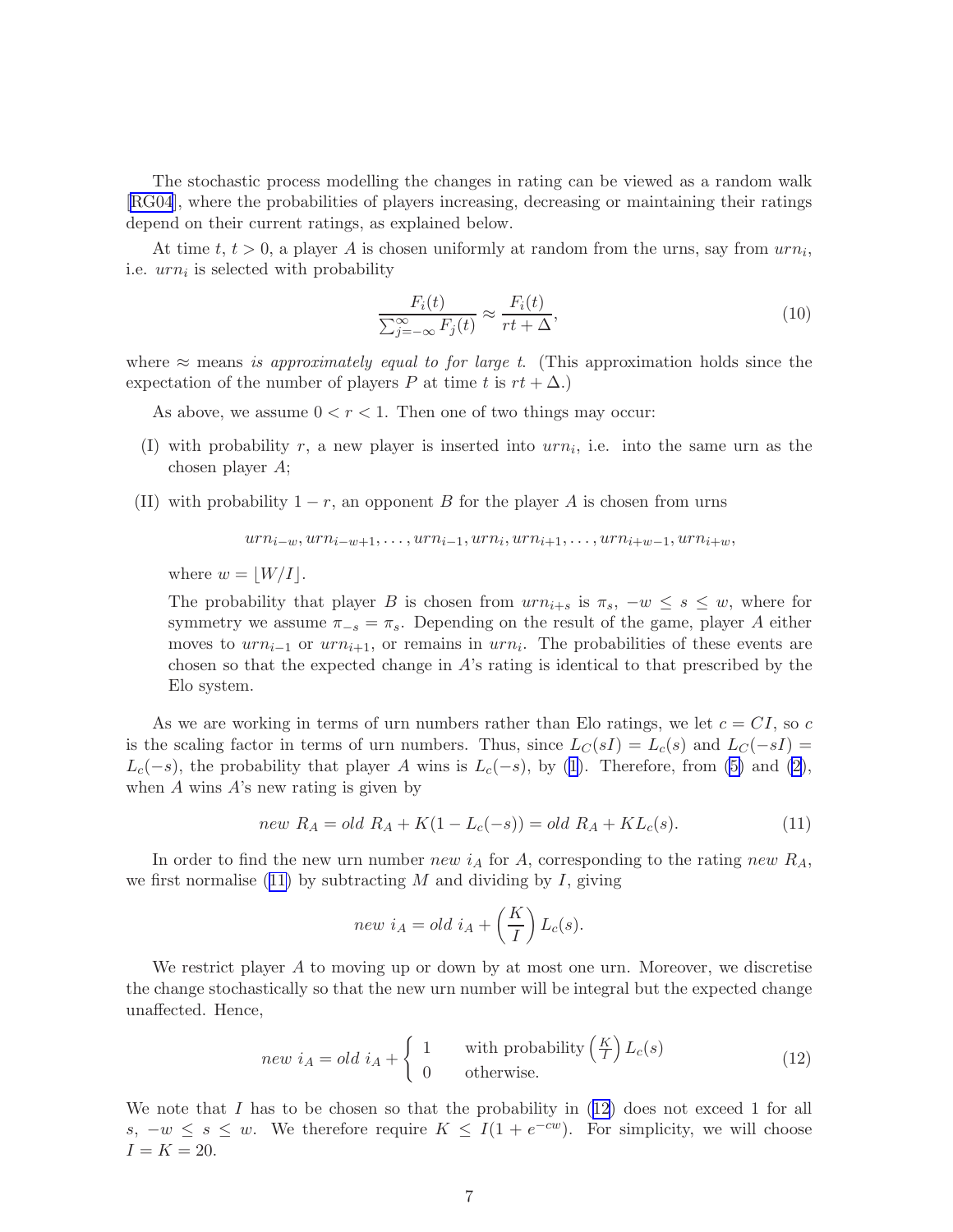The stochastic process modelling the changes in rating can be viewed as a random walk [RG04], where the probabilities of players increasing, decreasing or maintaining their ratings depend on their current ratings, as explained below.

At time $t$, $t > 0$, a player $A$ is chosen uniformly at random from the urns, say from $urn_i$, i.e. $urn_i$ is selected with probability

$$\frac{F_i(t)}{\sum_{j=-\infty}^{\infty} F_j(t)} \approx \frac{F_i(t)}{rt + \Delta}, \tag{10}$$

where $\approx$ means *is approximately equal to for large* $t$. (This approximation holds since the expectation of the number of players $P$ at time $t$ is $rt + \Delta$.)

As above, we assume $0 < r < 1$. Then one of two things may occur:

(I) with probability $r$, a new player is inserted into $urn_i$, i.e. into the same urn as the chosen player $A$;

(II) with probability $1 - r$, an opponent $B$ for the player $A$ is chosen from urns

$$urn_{i-w}, urn_{i-w+1}, \ldots, urn_{i-1}, urn_i, urn_{i+1}, \ldots, urn_{i+w-1}, urn_{i+w},$$

where $w = \lfloor W/I \rfloor$.

The probability that player $B$ is chosen from $urn_{i+s}$ is $\pi_s$, $-w \leq s \leq w$, where for symmetry we assume $\pi_{-s} = \pi_s$. Depending on the result of the game, player $A$ either moves to $urn_{i-1}$ or $urn_{i+1}$, or remains in $urn_i$. The probabilities of these events are chosen so that the expected change in $A$'s rating is identical to that prescribed by the Elo system.

As we are working in terms of urn numbers rather than Elo ratings, we let $c = CI$, so $c$ is the scaling factor in terms of urn numbers. Thus, since $L_C(sI) = L_c(s)$ and $L_C(-sI) = L_c(-s)$, the probability that player $A$ wins is $L_c(-s)$, by (1). Therefore, from (5) and (2), when $A$ wins $A$'s new rating is given by

$$new\ R_A = old\ R_A + K(1 - L_c(-s)) = old\ R_A + KL_c(s). \tag{11}$$

In order to find the new urn number $new\ i_A$ for $A$, corresponding to the rating $new\ R_A$, we first normalise (11) by subtracting $M$ and dividing by $I$, giving

$$new\ i_A = old\ i_A + \left(\frac{K}{I}\right) L_c(s).$$

We restrict player $A$ to moving up or down by at most one urn. Moreover, we discretise the change stochastically so that the new urn number will be integral but the expected change unaffected. Hence,

$$new\ i_A = old\ i_A + \begin{cases} 1 & \text{with probability } \left(\frac{K}{I}\right) L_c(s) \\ 0 & \text{otherwise.} \end{cases} \tag{12}$$

We note that $I$ has to be chosen so that the probability in (12) does not exceed 1 for all $s$, $-w \leq s \leq w$. We therefore require $K \leq I(1 + e^{-cw})$. For simplicity, we will choose $I = K = 20$.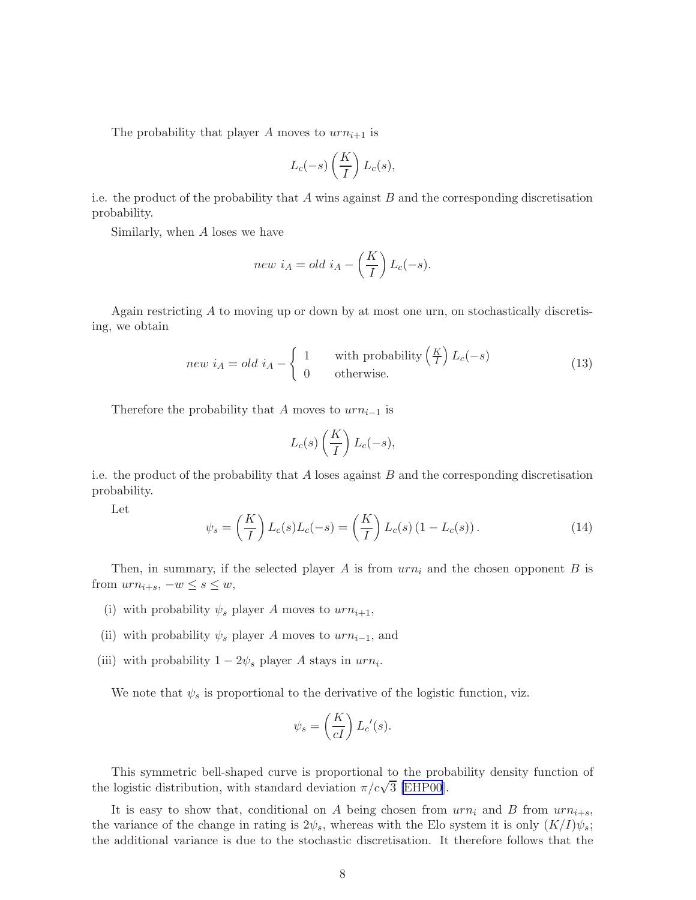The probability that player $A$ moves to $urn_{i+1}$ is

$$L_c(-s)\left(\frac{K}{I}\right)L_c(s),$$

i.e. the product of the probability that $A$ wins against $B$ and the corresponding discretisation probability.

Similarly, when $A$ loses we have

$$\textit{new } i_A = \textit{old } i_A - \left(\frac{K}{I}\right)L_c(-s).$$

Again restricting $A$ to moving up or down by at most one urn, on stochastically discretising, we obtain

$$\textit{new } i_A = \textit{old } i_A - \begin{cases} 1 & \text{with probability } \left(\frac{K}{I}\right)L_c(-s) \\ 0 & \text{otherwise.} \end{cases} \tag{13}$$

Therefore the probability that $A$ moves to $urn_{i-1}$ is

$$L_c(s)\left(\frac{K}{I}\right)L_c(-s),$$

i.e. the product of the probability that $A$ loses against $B$ and the corresponding discretisation probability.

Let

$$\psi_s = \left(\frac{K}{I}\right)L_c(s)L_c(-s) = \left(\frac{K}{I}\right)L_c(s)\left(1 - L_c(s)\right). \tag{14}$$

Then, in summary, if the selected player $A$ is from $urn_i$ and the chosen opponent $B$ is from $urn_{i+s}$, $-w \le s \le w$,

(i) with probability $\psi_s$ player $A$ moves to $urn_{i+1}$,

(ii) with probability $\psi_s$ player $A$ moves to $urn_{i-1}$, and

(iii) with probability $1 - 2\psi_s$ player $A$ stays in $urn_i$.

We note that $\psi_s$ is proportional to the derivative of the logistic function, viz.

$$\psi_s = \left(\frac{K}{cI}\right){L_c}'(s).$$

This symmetric bell-shaped curve is proportional to the probability density function of the logistic distribution, with standard deviation $\pi/c\sqrt{3}$ [EHP00].

It is easy to show that, conditional on $A$ being chosen from $urn_i$ and $B$ from $urn_{i+s}$, the variance of the change in rating is $2\psi_s$, whereas with the Elo system it is only $(K/I)\psi_s$; the additional variance is due to the stochastic discretisation. It therefore follows that the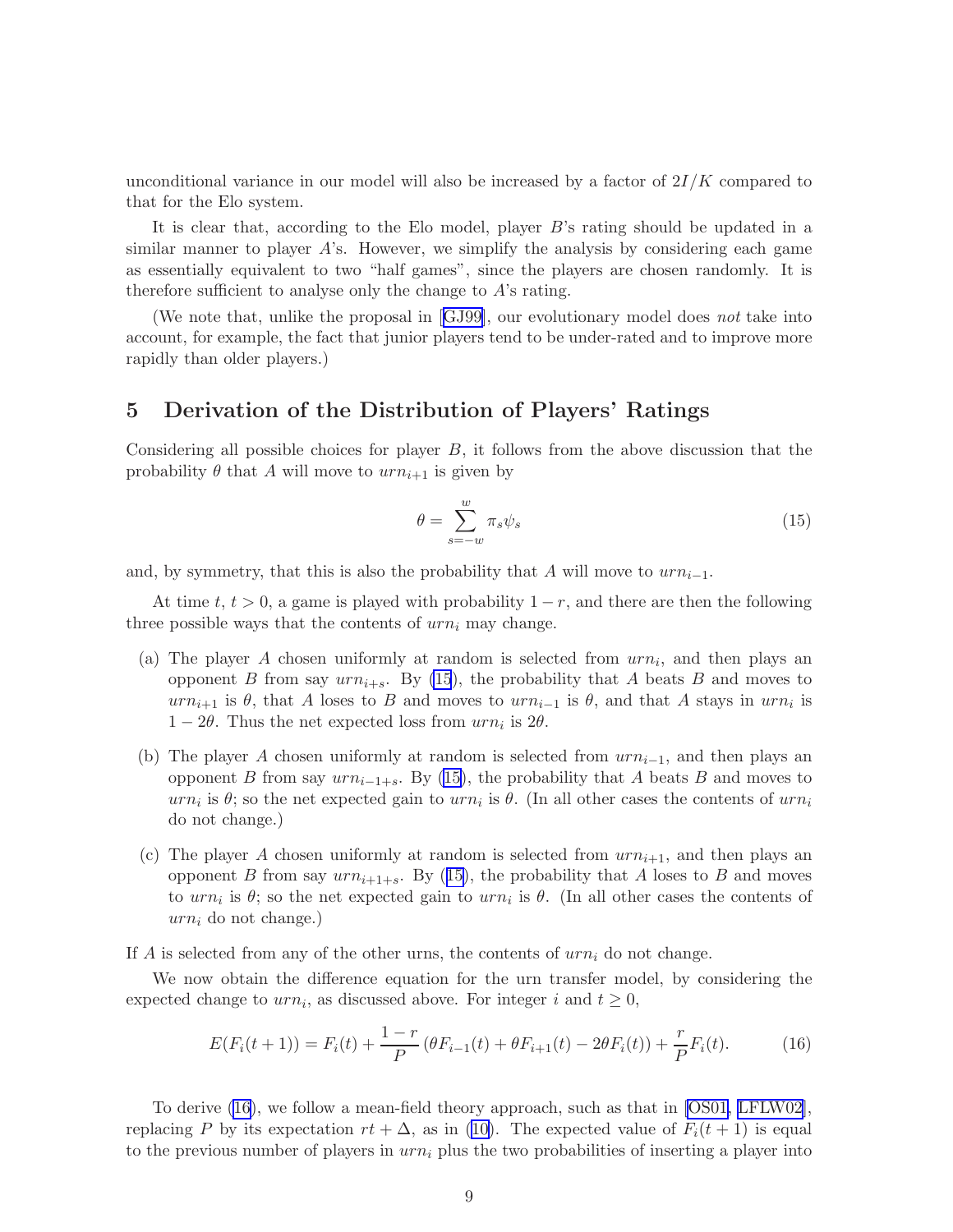unconditional variance in our model will also be increased by a factor of $2I/K$ compared to that for the Elo system.

It is clear that, according to the Elo model, player $B$'s rating should be updated in a similar manner to player $A$'s. However, we simplify the analysis by considering each game as essentially equivalent to two "half games", since the players are chosen randomly. It is therefore sufficient to analyse only the change to $A$'s rating.

(We note that, unlike the proposal in [GJ99], our evolutionary model does *not* take into account, for example, the fact that junior players tend to be under-rated and to improve more rapidly than older players.)

## 5 Derivation of the Distribution of Players' Ratings

Considering all possible choices for player $B$, it follows from the above discussion that the probability $\theta$ that $A$ will move to $urn_{i+1}$ is given by

$$\theta = \sum_{s=-w}^{w} \pi_s \psi_s \tag{15}$$

and, by symmetry, that this is also the probability that $A$ will move to $urn_{i-1}$.

At time $t$, $t > 0$, a game is played with probability $1 - r$, and there are then the following three possible ways that the contents of $urn_i$ may change.

(a) The player $A$ chosen uniformly at random is selected from $urn_i$, and then plays an opponent $B$ from say $urn_{i+s}$. By (15), the probability that $A$ beats $B$ and moves to $urn_{i+1}$ is $\theta$, that $A$ loses to $B$ and moves to $urn_{i-1}$ is $\theta$, and that $A$ stays in $urn_i$ is $1 - 2\theta$. Thus the net expected loss from $urn_i$ is $2\theta$.

(b) The player $A$ chosen uniformly at random is selected from $urn_{i-1}$, and then plays an opponent $B$ from say $urn_{i-1+s}$. By (15), the probability that $A$ beats $B$ and moves to $urn_i$ is $\theta$; so the net expected gain to $urn_i$ is $\theta$. (In all other cases the contents of $urn_i$ do not change.)

(c) The player $A$ chosen uniformly at random is selected from $urn_{i+1}$, and then plays an opponent $B$ from say $urn_{i+1+s}$. By (15), the probability that $A$ loses to $B$ and moves to $urn_i$ is $\theta$; so the net expected gain to $urn_i$ is $\theta$. (In all other cases the contents of $urn_i$ do not change.)

If $A$ is selected from any of the other urns, the contents of $urn_i$ do not change.

We now obtain the difference equation for the urn transfer model, by considering the expected change to $urn_i$, as discussed above. For integer $i$ and $t \geq 0$,

$$E(F_i(t+1)) = F_i(t) + \frac{1-r}{P}\left(\theta F_{i-1}(t) + \theta F_{i+1}(t) - 2\theta F_i(t)\right) + \frac{r}{P} F_i(t). \tag{16}$$

To derive (16), we follow a mean-field theory approach, such as that in [OS01, LFLW02], replacing $P$ by its expectation $rt + \Delta$, as in (10). The expected value of $F_i(t+1)$ is equal to the previous number of players in $urn_i$ plus the two probabilities of inserting a player into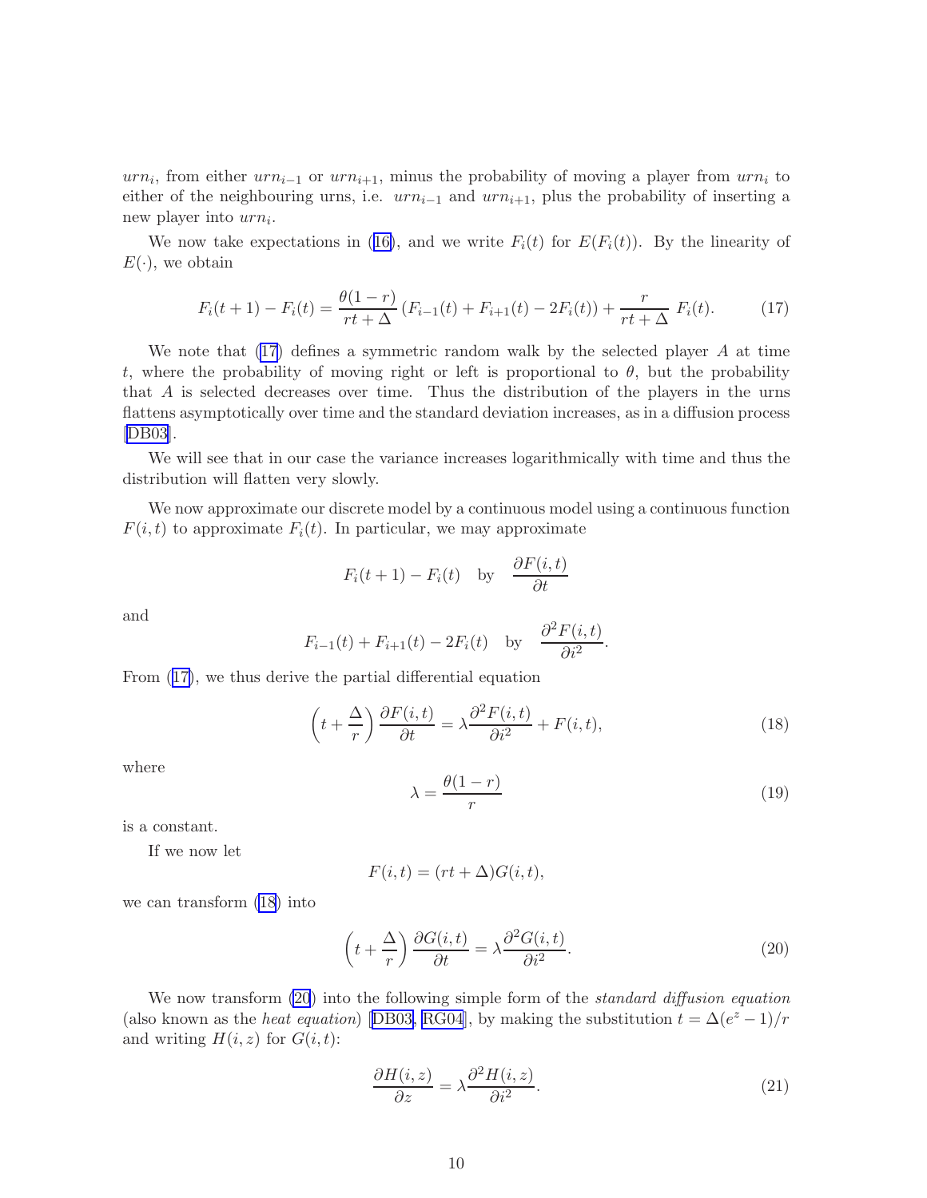$urn_i$, from either $urn_{i-1}$ or $urn_{i+1}$, minus the probability of moving a player from $urn_i$ to either of the neighbouring urns, i.e. $urn_{i-1}$ and $urn_{i+1}$, plus the probability of inserting a new player into $urn_i$.

We now take expectations in (16), and we write $F_i(t)$ for $E(F_i(t))$. By the linearity of $E(\cdot)$, we obtain

$$F_i(t+1) - F_i(t) = \frac{\theta(1-r)}{rt+\Delta}\left(F_{i-1}(t) + F_{i+1}(t) - 2F_i(t)\right) + \frac{r}{rt+\Delta}\, F_i(t). \tag{17}$$

We note that (17) defines a symmetric random walk by the selected player $A$ at time $t$, where the probability of moving right or left is proportional to $\theta$, but the probability that $A$ is selected decreases over time. Thus the distribution of the players in the urns flattens asymptotically over time and the standard deviation increases, as in a diffusion process [DB03].

We will see that in our case the variance increases logarithmically with time and thus the distribution will flatten very slowly.

We now approximate our discrete model by a continuous model using a continuous function $F(i,t)$ to approximate $F_i(t)$. In particular, we may approximate

$$F_i(t+1) - F_i(t) \quad \text{by} \quad \frac{\partial F(i,t)}{\partial t}$$

and

$$F_{i-1}(t) + F_{i+1}(t) - 2F_i(t) \quad \text{by} \quad \frac{\partial^2 F(i,t)}{\partial i^2}.$$

From (17), we thus derive the partial differential equation

$$\left(t + \frac{\Delta}{r}\right)\frac{\partial F(i,t)}{\partial t} = \lambda \frac{\partial^2 F(i,t)}{\partial i^2} + F(i,t), \tag{18}$$

where

$$\lambda = \frac{\theta(1-r)}{r} \tag{19}$$

is a constant.

If we now let

$$F(i,t) = (rt+\Delta)G(i,t),$$

we can transform (18) into

$$\left(t + \frac{\Delta}{r}\right)\frac{\partial G(i,t)}{\partial t} = \lambda \frac{\partial^2 G(i,t)}{\partial i^2}. \tag{20}$$

We now transform (20) into the following simple form of the *standard diffusion equation* (also known as the *heat equation*) [DB03, RG04], by making the substitution $t = \Delta(e^z - 1)/r$ and writing $H(i,z)$ for $G(i,t)$:

$$\frac{\partial H(i,z)}{\partial z} = \lambda \frac{\partial^2 H(i,z)}{\partial i^2}. \tag{21}$$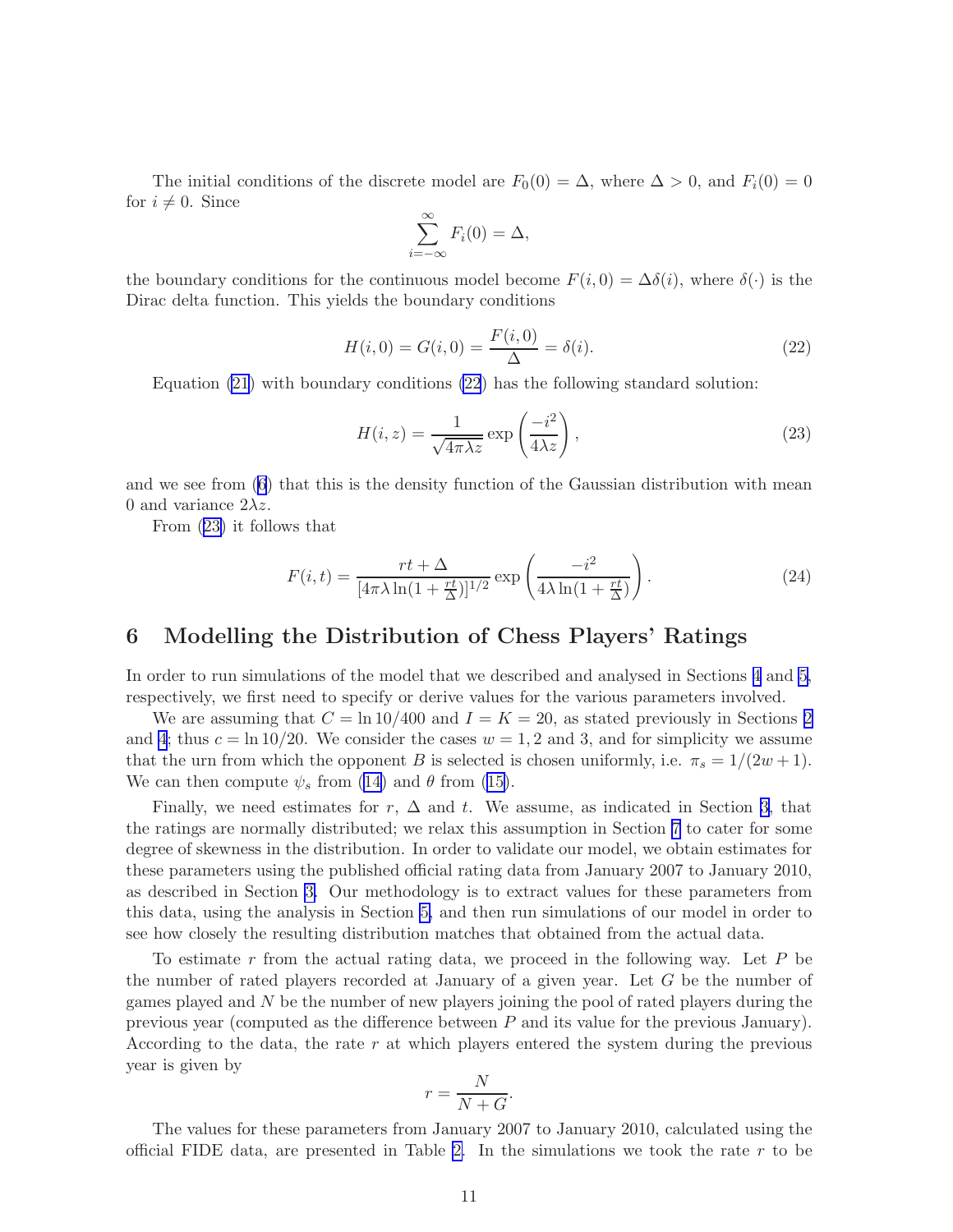The initial conditions of the discrete model are $F_0(0) = \Delta$, where $\Delta > 0$, and $F_i(0) = 0$ for $i \neq 0$. Since

$$\sum_{i=-\infty}^{\infty} F_i(0) = \Delta,$$

the boundary conditions for the continuous model become $F(i, 0) = \Delta\delta(i)$, where $\delta(\cdot)$ is the Dirac delta function. This yields the boundary conditions

$$H(i, 0) = G(i, 0) = \frac{F(i, 0)}{\Delta} = \delta(i). \tag{22}$$

Equation (21) with boundary conditions (22) has the following standard solution:

$$H(i, z) = \frac{1}{\sqrt{4\pi\lambda z}} \exp\left(\frac{-i^2}{4\lambda z}\right), \tag{23}$$

and we see from (6) that this is the density function of the Gaussian distribution with mean 0 and variance $2\lambda z$.

From (23) it follows that

$$F(i, t) = \frac{rt + \Delta}{[4\pi\lambda \ln(1 + \frac{rt}{\Delta})]^{1/2}} \exp\left(\frac{-i^2}{4\lambda \ln(1 + \frac{rt}{\Delta})}\right). \tag{24}$$

## 6 Modelling the Distribution of Chess Players' Ratings

In order to run simulations of the model that we described and analysed in Sections 4 and 5, respectively, we first need to specify or derive values for the various parameters involved.

We are assuming that $C = \ln 10/400$ and $I = K = 20$, as stated previously in Sections 2 and 4; thus $c = \ln 10/20$. We consider the cases $w = 1, 2$ and 3, and for simplicity we assume that the urn from which the opponent $B$ is selected is chosen uniformly, i.e. $\pi_s = 1/(2w + 1)$. We can then compute $\psi_s$ from (14) and $\theta$ from (15).

Finally, we need estimates for $r$, $\Delta$ and $t$. We assume, as indicated in Section 3, that the ratings are normally distributed; we relax this assumption in Section 7 to cater for some degree of skewness in the distribution. In order to validate our model, we obtain estimates for these parameters using the published official rating data from January 2007 to January 2010, as described in Section 3. Our methodology is to extract values for these parameters from this data, using the analysis in Section 5, and then run simulations of our model in order to see how closely the resulting distribution matches that obtained from the actual data.

To estimate $r$ from the actual rating data, we proceed in the following way. Let $P$ be the number of rated players recorded at January of a given year. Let $G$ be the number of games played and $N$ be the number of new players joining the pool of rated players during the previous year (computed as the difference between $P$ and its value for the previous January). According to the data, the rate $r$ at which players entered the system during the previous year is given by

$$r = \frac{N}{N + G}.$$

The values for these parameters from January 2007 to January 2010, calculated using the official FIDE data, are presented in Table 2. In the simulations we took the rate $r$ to be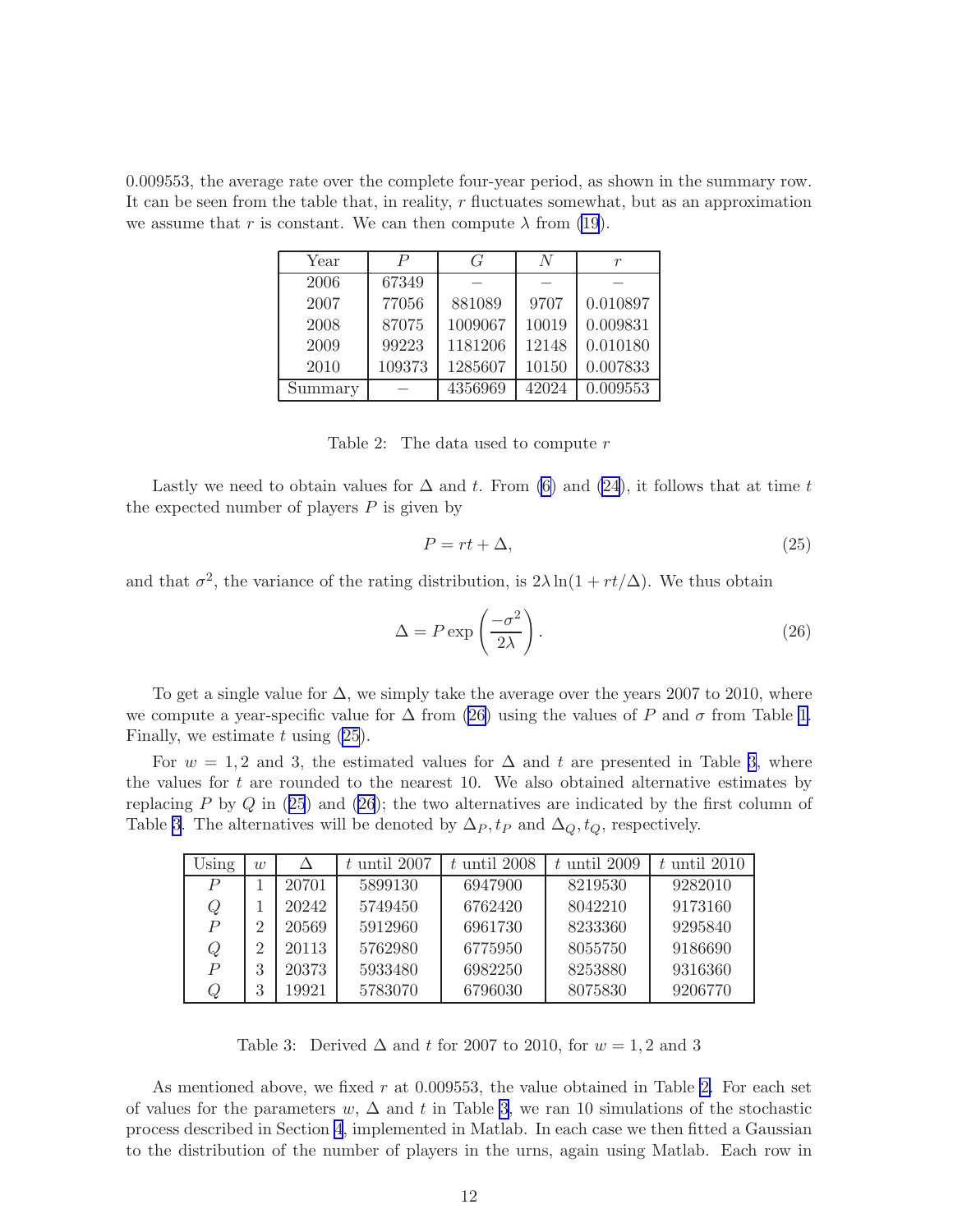0.009553, the average rate over the complete four-year period, as shown in the summary row. It can be seen from the table that, in reality, $r$ fluctuates somewhat, but as an approximation we assume that $r$ is constant. We can then compute $\lambda$ from (19).

| Year | $P$ | $G$ | $N$ | $r$ |
|---|---|---|---|---|
| 2006 | 67349 | – | – | – |
| 2007 | 77056 | 881089 | 9707 | 0.010897 |
| 2008 | 87075 | 1009067 | 10019 | 0.009831 |
| 2009 | 99223 | 1181206 | 12148 | 0.010180 |
| 2010 | 109373 | 1285607 | 10150 | 0.007833 |
| Summary | – | 4356969 | 42024 | 0.009553 |

Table 2: The data used to compute $r$

Lastly we need to obtain values for $\Delta$ and $t$. From (6) and (24), it follows that at time $t$ the expected number of players $P$ is given by

$$P = rt + \Delta, \tag{25}$$

and that $\sigma^2$, the variance of the rating distribution, is $2\lambda \ln(1 + rt/\Delta)$. We thus obtain

$$\Delta = P \exp\left(\frac{-\sigma^2}{2\lambda}\right). \tag{26}$$

To get a single value for $\Delta$, we simply take the average over the years 2007 to 2010, where we compute a year-specific value for $\Delta$ from (26) using the values of $P$ and $\sigma$ from Table 1. Finally, we estimate $t$ using (25).

For $w = 1, 2$ and 3, the estimated values for $\Delta$ and $t$ are presented in Table 3, where the values for $t$ are rounded to the nearest 10. We also obtained alternative estimates by replacing $P$ by $Q$ in (25) and (26); the two alternatives are indicated by the first column of Table 3. The alternatives will be denoted by $\Delta_P, t_P$ and $\Delta_Q, t_Q$, respectively.

| Using | $w$ | $\Delta$ | $t$ until 2007 | $t$ until 2008 | $t$ until 2009 | $t$ until 2010 |
|---|---|---|---|---|---|---|
| $P$ | 1 | 20701 | 5899130 | 6947900 | 8219530 | 9282010 |
| $Q$ | 1 | 20242 | 5749450 | 6762420 | 8042210 | 9173160 |
| $P$ | 2 | 20569 | 5912960 | 6961730 | 8233360 | 9295840 |
| $Q$ | 2 | 20113 | 5762980 | 6775950 | 8055750 | 9186690 |
| $P$ | 3 | 20373 | 5933480 | 6982250 | 8253880 | 9316360 |
| $Q$ | 3 | 19921 | 5783070 | 6796030 | 8075830 | 9206770 |

Table 3: Derived $\Delta$ and $t$ for 2007 to 2010, for $w = 1, 2$ and 3

As mentioned above, we fixed $r$ at 0.009553, the value obtained in Table 2. For each set of values for the parameters $w$, $\Delta$ and $t$ in Table 3, we ran 10 simulations of the stochastic process described in Section 4, implemented in Matlab. In each case we then fitted a Gaussian to the distribution of the number of players in the urns, again using Matlab. Each row in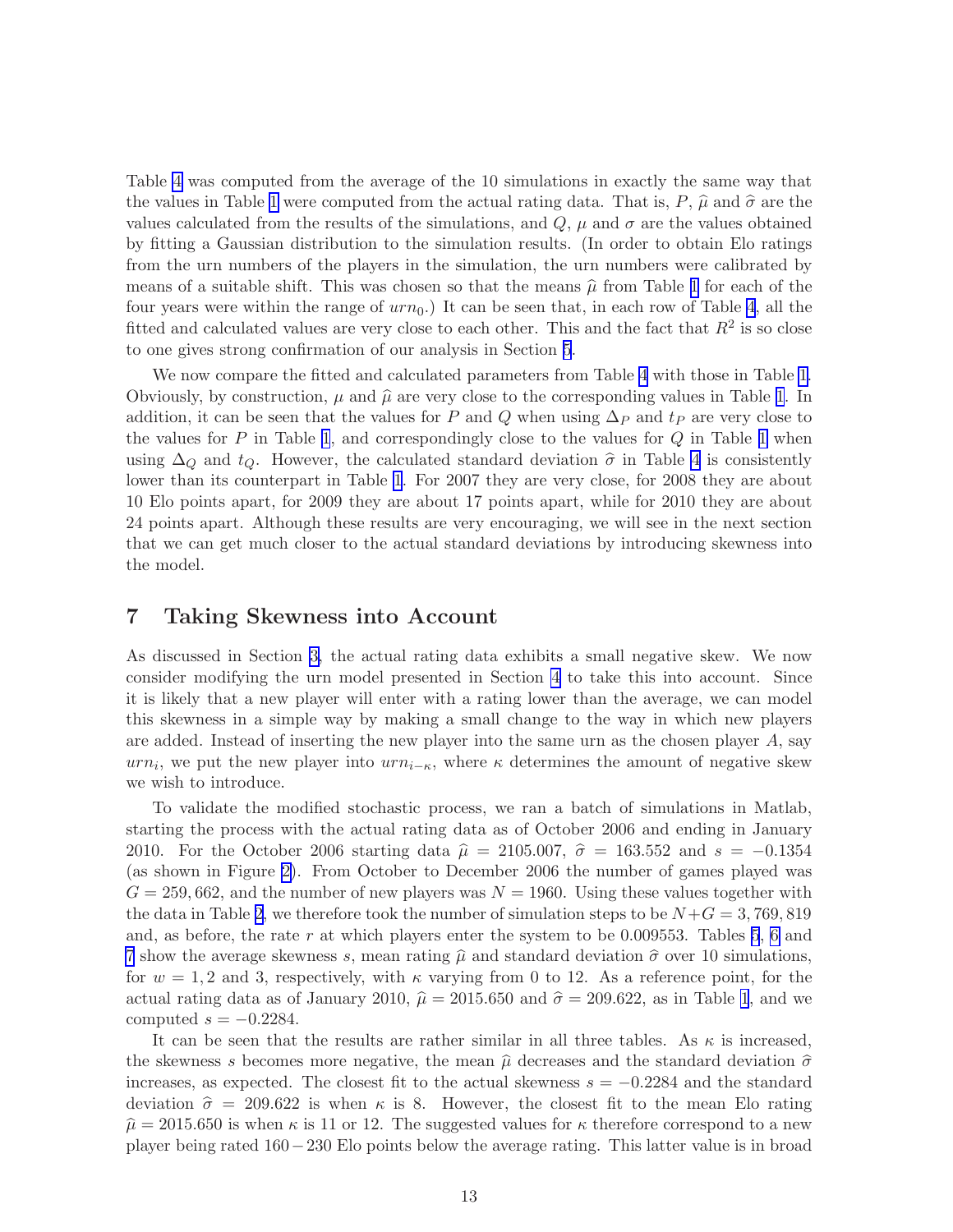Table 4 was computed from the average of the 10 simulations in exactly the same way that the values in Table 1 were computed from the actual rating data. That is, $P$, $\widehat{\mu}$ and $\widehat{\sigma}$ are the values calculated from the results of the simulations, and $Q$, $\mu$ and $\sigma$ are the values obtained by fitting a Gaussian distribution to the simulation results. (In order to obtain Elo ratings from the urn numbers of the players in the simulation, the urn numbers were calibrated by means of a suitable shift. This was chosen so that the means $\widehat{\mu}$ from Table 1 for each of the four years were within the range of $urn_0$.) It can be seen that, in each row of Table 4, all the fitted and calculated values are very close to each other. This and the fact that $R^2$ is so close to one gives strong confirmation of our analysis in Section 5.

We now compare the fitted and calculated parameters from Table 4 with those in Table 1. Obviously, by construction, $\mu$ and $\widehat{\mu}$ are very close to the corresponding values in Table 1. In addition, it can be seen that the values for $P$ and $Q$ when using $\Delta_P$ and $t_P$ are very close to the values for $P$ in Table 1, and correspondingly close to the values for $Q$ in Table 1 when using $\Delta_Q$ and $t_Q$. However, the calculated standard deviation $\widehat{\sigma}$ in Table 4 is consistently lower than its counterpart in Table 1. For 2007 they are very close, for 2008 they are about 10 Elo points apart, for 2009 they are about 17 points apart, while for 2010 they are about 24 points apart. Although these results are very encouraging, we will see in the next section that we can get much closer to the actual standard deviations by introducing skewness into the model.

## 7 Taking Skewness into Account

As discussed in Section 3, the actual rating data exhibits a small negative skew. We now consider modifying the urn model presented in Section 4 to take this into account. Since it is likely that a new player will enter with a rating lower than the average, we can model this skewness in a simple way by making a small change to the way in which new players are added. Instead of inserting the new player into the same urn as the chosen player $A$, say $urn_i$, we put the new player into $urn_{i-\kappa}$, where $\kappa$ determines the amount of negative skew we wish to introduce.

To validate the modified stochastic process, we ran a batch of simulations in Matlab, starting the process with the actual rating data as of October 2006 and ending in January 2010. For the October 2006 starting data $\widehat{\mu} = 2105.007$, $\widehat{\sigma} = 163.552$ and $s = -0.1354$ (as shown in Figure 2). From October to December 2006 the number of games played was $G = 259,662$, and the number of new players was $N = 1960$. Using these values together with the data in Table 2, we therefore took the number of simulation steps to be $N+G = 3,769,819$ and, as before, the rate $r$ at which players enter the system to be 0.009553. Tables 5, 6 and 7 show the average skewness $s$, mean rating $\widehat{\mu}$ and standard deviation $\widehat{\sigma}$ over 10 simulations, for $w = 1, 2$ and 3, respectively, with $\kappa$ varying from 0 to 12. As a reference point, for the actual rating data as of January 2010, $\widehat{\mu} = 2015.650$ and $\widehat{\sigma} = 209.622$, as in Table 1, and we computed $s = -0.2284$.

It can be seen that the results are rather similar in all three tables. As $\kappa$ is increased, the skewness $s$ becomes more negative, the mean $\widehat{\mu}$ decreases and the standard deviation $\widehat{\sigma}$ increases, as expected. The closest fit to the actual skewness $s = -0.2284$ and the standard deviation $\widehat{\sigma} = 209.622$ is when $\kappa$ is 8. However, the closest fit to the mean Elo rating $\widehat{\mu} = 2015.650$ is when $\kappa$ is 11 or 12. The suggested values for $\kappa$ therefore correspond to a new player being rated $160-230$ Elo points below the average rating. This latter value is in broad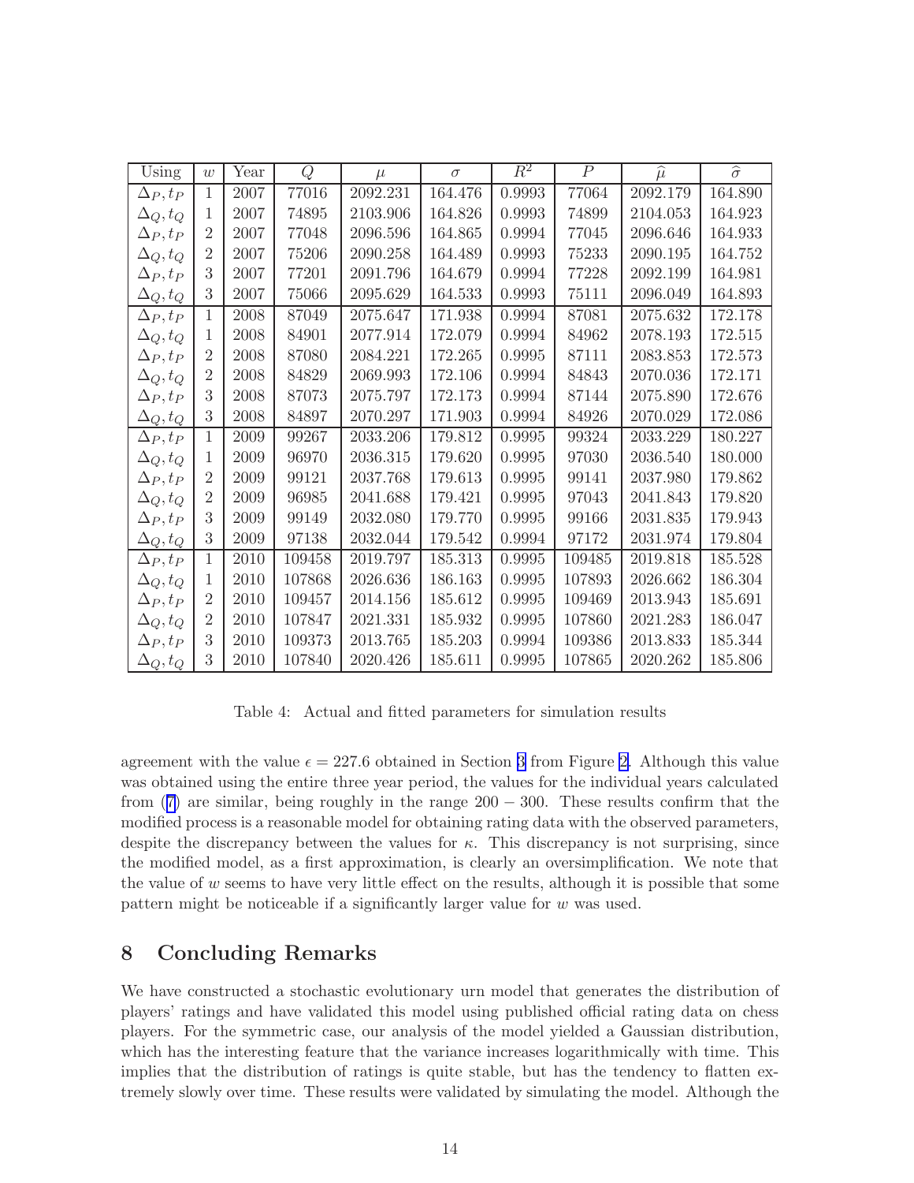| Using | $w$ | Year | $Q$ | $\mu$ | $\sigma$ | $R^2$ | $P$ | $\widehat{\mu}$ | $\widehat{\sigma}$ |
|---|---|---|---|---|---|---|---|---|---|
| $\Delta_P, t_P$ | 1 | 2007 | 77016 | 2092.231 | 164.476 | 0.9993 | 77064 | 2092.179 | 164.890 |
| $\Delta_Q, t_Q$ | 1 | 2007 | 74895 | 2103.906 | 164.826 | 0.9993 | 74899 | 2104.053 | 164.923 |
| $\Delta_P, t_P$ | 2 | 2007 | 77048 | 2096.596 | 164.865 | 0.9994 | 77045 | 2096.646 | 164.933 |
| $\Delta_Q, t_Q$ | 2 | 2007 | 75206 | 2090.258 | 164.489 | 0.9993 | 75233 | 2090.195 | 164.752 |
| $\Delta_P, t_P$ | 3 | 2007 | 77201 | 2091.796 | 164.679 | 0.9994 | 77228 | 2092.199 | 164.981 |
| $\Delta_Q, t_Q$ | 3 | 2007 | 75066 | 2095.629 | 164.533 | 0.9993 | 75111 | 2096.049 | 164.893 |
| $\Delta_P, t_P$ | 1 | 2008 | 87049 | 2075.647 | 171.938 | 0.9994 | 87081 | 2075.632 | 172.178 |
| $\Delta_Q, t_Q$ | 1 | 2008 | 84901 | 2077.914 | 172.079 | 0.9994 | 84962 | 2078.193 | 172.515 |
| $\Delta_P, t_P$ | 2 | 2008 | 87080 | 2084.221 | 172.265 | 0.9995 | 87111 | 2083.853 | 172.573 |
| $\Delta_Q, t_Q$ | 2 | 2008 | 84829 | 2069.993 | 172.106 | 0.9994 | 84843 | 2070.036 | 172.171 |
| $\Delta_P, t_P$ | 3 | 2008 | 87073 | 2075.797 | 172.173 | 0.9994 | 87144 | 2075.890 | 172.676 |
| $\Delta_Q, t_Q$ | 3 | 2008 | 84897 | 2070.297 | 171.903 | 0.9994 | 84926 | 2070.029 | 172.086 |
| $\Delta_P, t_P$ | 1 | 2009 | 99267 | 2033.206 | 179.812 | 0.9995 | 99324 | 2033.229 | 180.227 |
| $\Delta_Q, t_Q$ | 1 | 2009 | 96970 | 2036.315 | 179.620 | 0.9995 | 97030 | 2036.540 | 180.000 |
| $\Delta_P, t_P$ | 2 | 2009 | 99121 | 2037.768 | 179.613 | 0.9995 | 99141 | 2037.980 | 179.862 |
| $\Delta_Q, t_Q$ | 2 | 2009 | 96985 | 2041.688 | 179.421 | 0.9995 | 97043 | 2041.843 | 179.820 |
| $\Delta_P, t_P$ | 3 | 2009 | 99149 | 2032.080 | 179.770 | 0.9995 | 99166 | 2031.835 | 179.943 |
| $\Delta_Q, t_Q$ | 3 | 2009 | 97138 | 2032.044 | 179.542 | 0.9994 | 97172 | 2031.974 | 179.804 |
| $\Delta_P, t_P$ | 1 | 2010 | 109458 | 2019.797 | 185.313 | 0.9995 | 109485 | 2019.818 | 185.528 |
| $\Delta_Q, t_Q$ | 1 | 2010 | 107868 | 2026.636 | 186.163 | 0.9995 | 107893 | 2026.662 | 186.304 |
| $\Delta_P, t_P$ | 2 | 2010 | 109457 | 2014.156 | 185.612 | 0.9995 | 109469 | 2013.943 | 185.691 |
| $\Delta_Q, t_Q$ | 2 | 2010 | 107847 | 2021.331 | 185.932 | 0.9995 | 107860 | 2021.283 | 186.047 |
| $\Delta_P, t_P$ | 3 | 2010 | 109373 | 2013.765 | 185.203 | 0.9994 | 109386 | 2013.833 | 185.344 |
| $\Delta_Q, t_Q$ | 3 | 2010 | 107840 | 2020.426 | 185.611 | 0.9995 | 107865 | 2020.262 | 185.806 |

Table 4: Actual and fitted parameters for simulation results

agreement with the value $\epsilon = 227.6$ obtained in Section 3 from Figure 2. Although this value was obtained using the entire three year period, the values for the individual years calculated from (7) are similar, being roughly in the range $200 - 300$. These results confirm that the modified process is a reasonable model for obtaining rating data with the observed parameters, despite the discrepancy between the values for $\kappa$. This discrepancy is not surprising, since the modified model, as a first approximation, is clearly an oversimplification. We note that the value of $w$ seems to have very little effect on the results, although it is possible that some pattern might be noticeable if a significantly larger value for $w$ was used.

## 8 Concluding Remarks

We have constructed a stochastic evolutionary urn model that generates the distribution of players' ratings and have validated this model using published official rating data on chess players. For the symmetric case, our analysis of the model yielded a Gaussian distribution, which has the interesting feature that the variance increases logarithmically with time. This implies that the distribution of ratings is quite stable, but has the tendency to flatten extremely slowly over time. These results were validated by simulating the model. Although the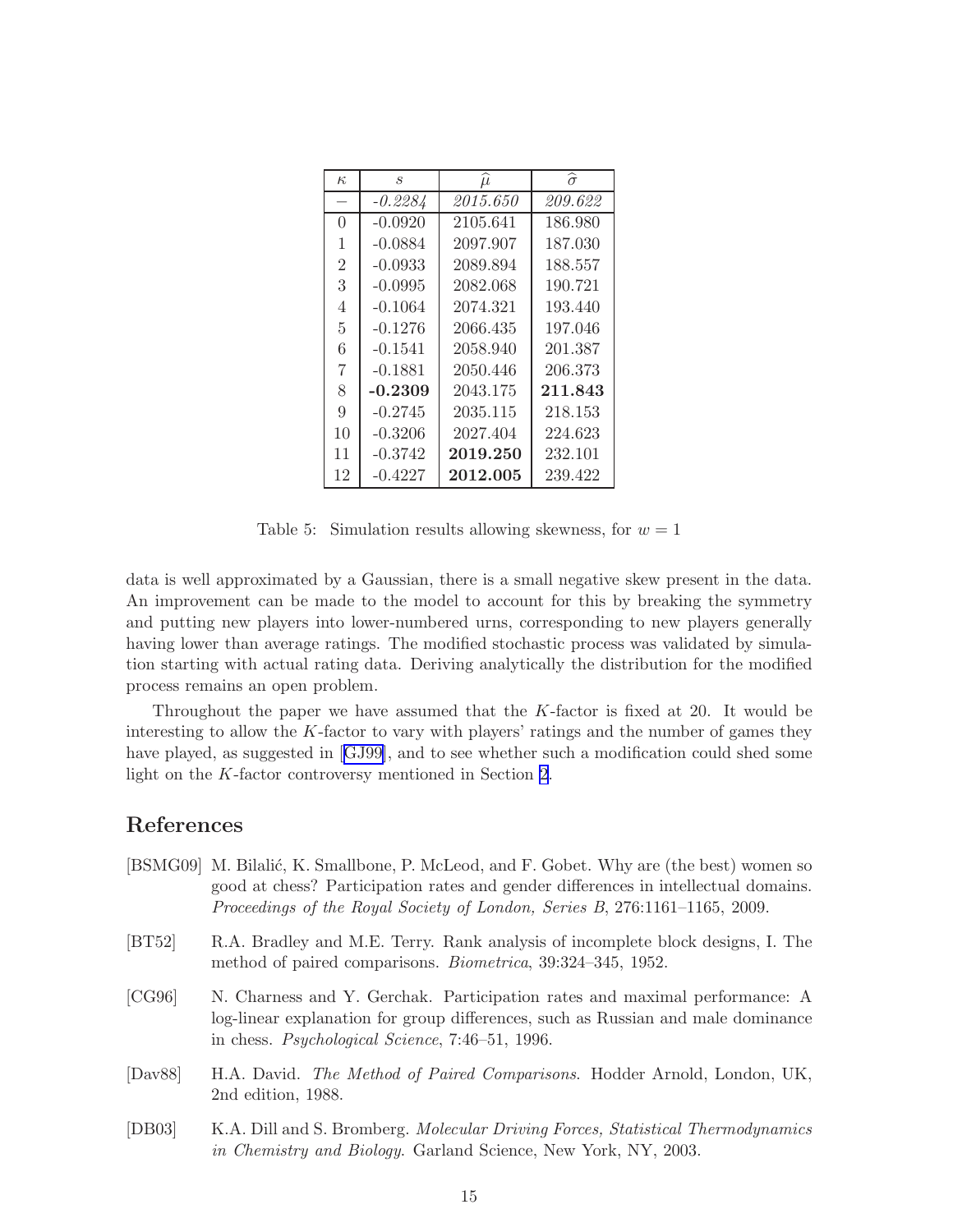| $\kappa$ | $s$ | $\widehat{\mu}$ | $\widehat{\sigma}$ |
|---|---|---|---|
| – | *-0.2284* | *2015.650* | *209.622* |
| 0 | -0.0920 | 2105.641 | 186.980 |
| 1 | -0.0884 | 2097.907 | 187.030 |
| 2 | -0.0933 | 2089.894 | 188.557 |
| 3 | -0.0995 | 2082.068 | 190.721 |
| 4 | -0.1064 | 2074.321 | 193.440 |
| 5 | -0.1276 | 2066.435 | 197.046 |
| 6 | -0.1541 | 2058.940 | 201.387 |
| 7 | -0.1881 | 2050.446 | 206.373 |
| 8 | **-0.2309** | 2043.175 | **211.843** |
| 9 | -0.2745 | 2035.115 | 218.153 |
| 10 | -0.3206 | 2027.404 | 224.623 |
| 11 | -0.3742 | **2019.250** | 232.101 |
| 12 | -0.4227 | **2012.005** | 239.422 |

Table 5: Simulation results allowing skewness, for $w = 1$

data is well approximated by a Gaussian, there is a small negative skew present in the data. An improvement can be made to the model to account for this by breaking the symmetry and putting new players into lower-numbered urns, corresponding to new players generally having lower than average ratings. The modified stochastic process was validated by simulation starting with actual rating data. Deriving analytically the distribution for the modified process remains an open problem.

Throughout the paper we have assumed that the $K$-factor is fixed at 20. It would be interesting to allow the $K$-factor to vary with players' ratings and the number of games they have played, as suggested in [GJ99], and to see whether such a modification could shed some light on the $K$-factor controversy mentioned in Section 2.

## References

[BSMG09] M. Bilalić, K. Smallbone, P. McLeod, and F. Gobet. Why are (the best) women so good at chess? Participation rates and gender differences in intellectual domains. *Proceedings of the Royal Society of London, Series B*, 276:1161–1165, 2009.

[BT52] R.A. Bradley and M.E. Terry. Rank analysis of incomplete block designs, I. The method of paired comparisons. *Biometrica*, 39:324–345, 1952.

[CG96] N. Charness and Y. Gerchak. Participation rates and maximal performance: A log-linear explanation for group differences, such as Russian and male dominance in chess. *Psychological Science*, 7:46–51, 1996.

[Dav88] H.A. David. *The Method of Paired Comparisons*. Hodder Arnold, London, UK, 2nd edition, 1988.

[DB03] K.A. Dill and S. Bromberg. *Molecular Driving Forces, Statistical Thermodynamics in Chemistry and Biology*. Garland Science, New York, NY, 2003.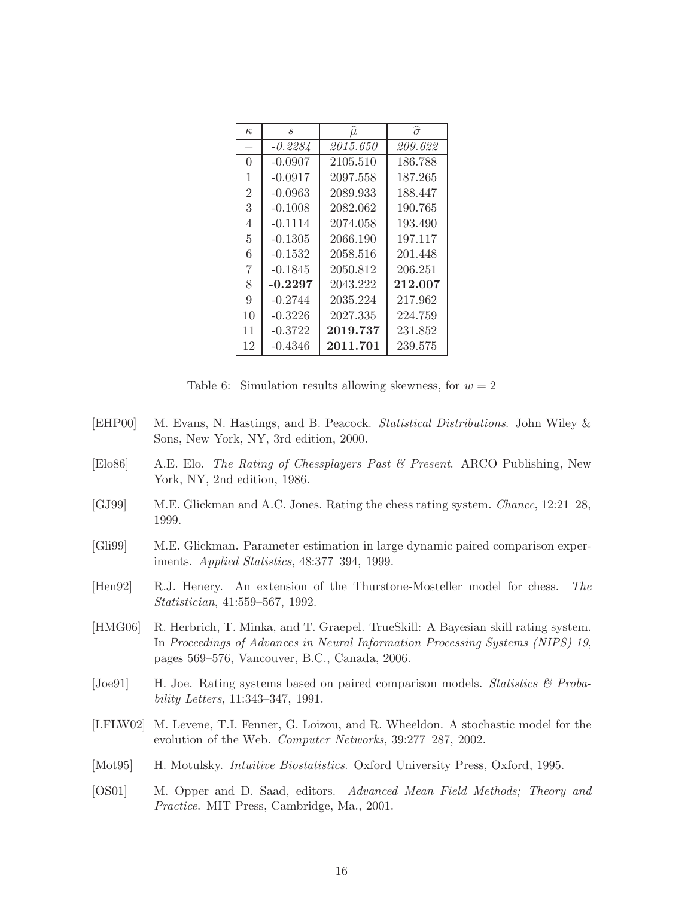| $\kappa$ | $s$ | $\widehat{\mu}$ | $\widehat{\sigma}$ |
|---|---|---|---|
| – | *-0.2284* | *2015.650* | *209.622* |
| 0 | -0.0907 | 2105.510 | 186.788 |
| 1 | -0.0917 | 2097.558 | 187.265 |
| 2 | -0.0963 | 2089.933 | 188.447 |
| 3 | -0.1008 | 2082.062 | 190.765 |
| 4 | -0.1114 | 2074.058 | 193.490 |
| 5 | -0.1305 | 2066.190 | 197.117 |
| 6 | -0.1532 | 2058.516 | 201.448 |
| 7 | -0.1845 | 2050.812 | 206.251 |
| 8 | **-0.2297** | 2043.222 | **212.007** |
| 9 | -0.2744 | 2035.224 | 217.962 |
| 10 | -0.3226 | 2027.335 | 224.759 |
| 11 | -0.3722 | **2019.737** | 231.852 |
| 12 | -0.4346 | **2011.701** | 239.575 |

Table 6: Simulation results allowing skewness, for $w = 2$

[EHP00] M. Evans, N. Hastings, and B. Peacock. *Statistical Distributions*. John Wiley & Sons, New York, NY, 3rd edition, 2000.

[Elo86] A.E. Elo. *The Rating of Chessplayers Past & Present*. ARCO Publishing, New York, NY, 2nd edition, 1986.

[GJ99] M.E. Glickman and A.C. Jones. Rating the chess rating system. *Chance*, 12:21–28, 1999.

[Gli99] M.E. Glickman. Parameter estimation in large dynamic paired comparison experiments. *Applied Statistics*, 48:377–394, 1999.

[Hen92] R.J. Henery. An extension of the Thurstone-Mosteller model for chess. *The Statistician*, 41:559–567, 1992.

[HMG06] R. Herbrich, T. Minka, and T. Graepel. TrueSkill: A Bayesian skill rating system. In *Proceedings of Advances in Neural Information Processing Systems (NIPS) 19*, pages 569–576, Vancouver, B.C., Canada, 2006.

[Joe91] H. Joe. Rating systems based on paired comparison models. *Statistics & Probability Letters*, 11:343–347, 1991.

[LFLW02] M. Levene, T.I. Fenner, G. Loizou, and R. Wheeldon. A stochastic model for the evolution of the Web. *Computer Networks*, 39:277–287, 2002.

[Mot95] H. Motulsky. *Intuitive Biostatistics*. Oxford University Press, Oxford, 1995.

[OS01] M. Opper and D. Saad, editors. *Advanced Mean Field Methods; Theory and Practice*. MIT Press, Cambridge, Ma., 2001.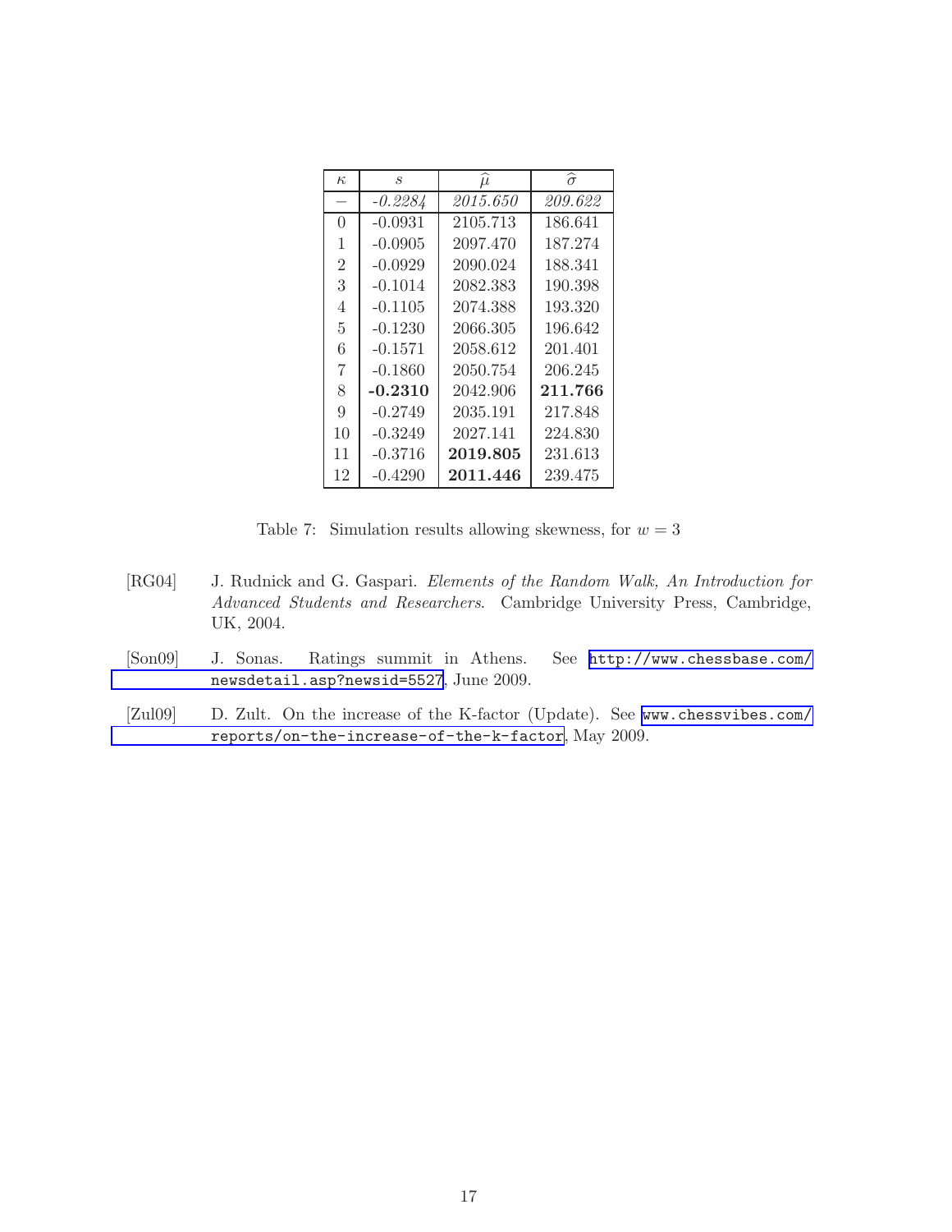| $\kappa$ | $s$ | $\widehat{\mu}$ | $\widehat{\sigma}$ |
|---|---|---|---|
| – | *-0.2284* | *2015.650* | *209.622* |
| 0 | -0.0931 | 2105.713 | 186.641 |
| 1 | -0.0905 | 2097.470 | 187.274 |
| 2 | -0.0929 | 2090.024 | 188.341 |
| 3 | -0.1014 | 2082.383 | 190.398 |
| 4 | -0.1105 | 2074.388 | 193.320 |
| 5 | -0.1230 | 2066.305 | 196.642 |
| 6 | -0.1571 | 2058.612 | 201.401 |
| 7 | -0.1860 | 2050.754 | 206.245 |
| 8 | **-0.2310** | 2042.906 | **211.766** |
| 9 | -0.2749 | 2035.191 | 217.848 |
| 10 | -0.3249 | 2027.141 | 224.830 |
| 11 | -0.3716 | **2019.805** | 231.613 |
| 12 | -0.4290 | **2011.446** | 239.475 |

Table 7: Simulation results allowing skewness, for $w = 3$

[RG04] J. Rudnick and G. Gaspari. *Elements of the Random Walk, An Introduction for Advanced Students and Researchers*. Cambridge University Press, Cambridge, UK, 2004.

[Son09] J. Sonas. Ratings summit in Athens. See http://www.chessbase.com/newsdetail.asp?newsid=5527, June 2009.

[Zul09] D. Zult. On the increase of the K-factor (Update). See www.chessvibes.com/reports/on-the-increase-of-the-k-factor, May 2009.